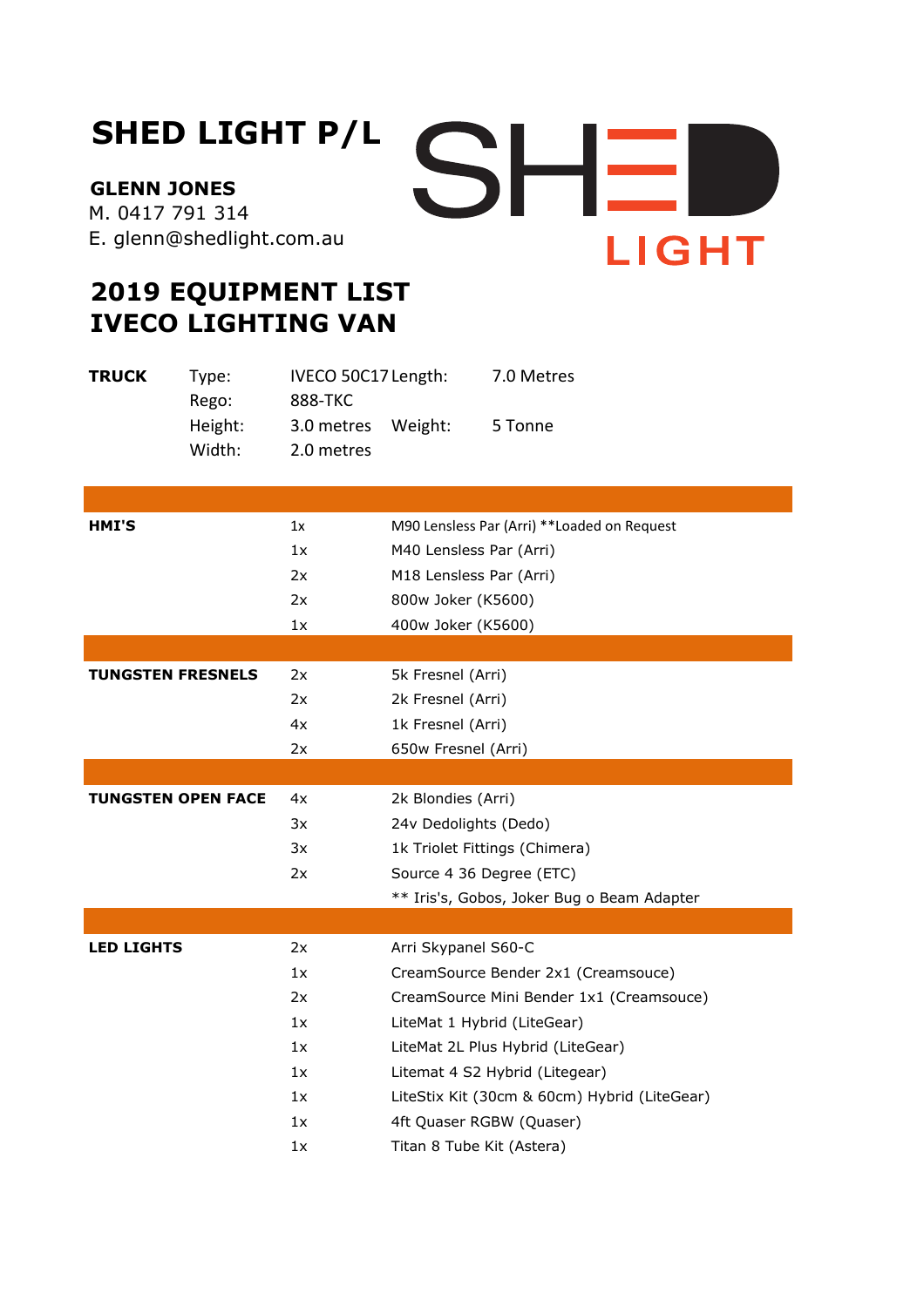# SHED LIGHT P/L

**GLENN JONES**
M. 0417 791 314
E. glenn@shedlight.com.au

## 2019 EQUIPMENT LIST
## IVECO LIGHTING VAN

| **TRUCK** | Type: | IVECO 50C17 | Length: | 7.0 Metres |
|---|---|---|---|---|
| | Rego: | 888-TKC | | |
| | Height: | 3.0 metres | Weight: | 5 Tonne |
| | Width: | 2.0 metres | | |

| | | |
|---|---|---|
| **HMI'S** | 1x | M90 Lensless Par (Arri) **Loaded on Request |
| | 1x | M40 Lensless Par (Arri) |
| | 2x | M18 Lensless Par (Arri) |
| | 2x | 800w Joker (K5600) |
| | 1x | 400w Joker (K5600) |
| **TUNGSTEN FRESNELS** | 2x | 5k Fresnel (Arri) |
| | 2x | 2k Fresnel (Arri) |
| | 4x | 1k Fresnel (Arri) |
| | 2x | 650w Fresnel (Arri) |
| **TUNGSTEN OPEN FACE** | 4x | 2k Blondies (Arri) |
| | 3x | 24v Dedolights (Dedo) |
| | 3x | 1k Triolet Fittings (Chimera) |
| | 2x | Source 4 36 Degree (ETC) |
| | | ** Iris's, Gobos, Joker Bug o Beam Adapter |
| **LED LIGHTS** | 2x | Arri Skypanel S60-C |
| | 1x | CreamSource Bender 2x1 (Creamsouce) |
| | 2x | CreamSource Mini Bender 1x1 (Creamsouce) |
| | 1x | LiteMat 1 Hybrid (LiteGear) |
| | 1x | LiteMat 2L Plus Hybrid (LiteGear) |
| | 1x | Litemat 4 S2 Hybrid (Litegear) |
| | 1x | LiteStix Kit (30cm & 60cm) Hybrid (LiteGear) |
| | 1x | 4ft Quaser RGBW (Quaser) |
| | 1x | Titan 8 Tube Kit (Astera) |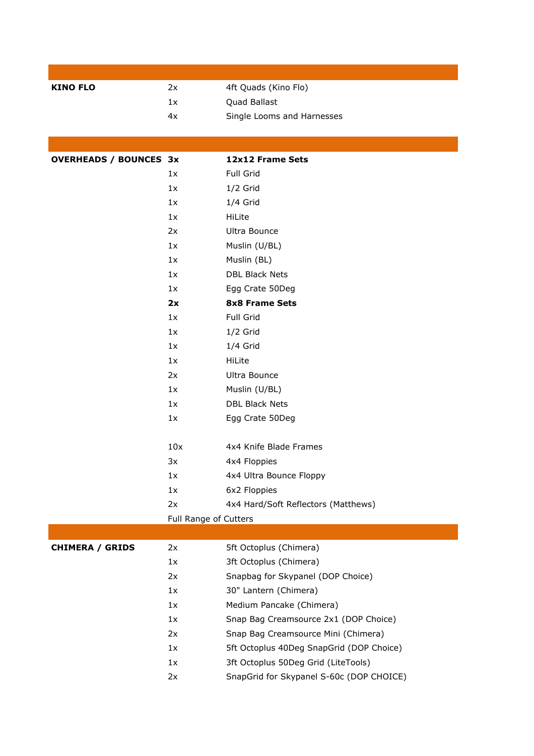| | | |
|---|---|---|
| **KINO FLO** | 2x | 4ft Quads (Kino Flo) |
| | 1x | Quad Ballast |
| | 4x | Single Looms and Harnesses |

| | | |
|---|---|---|
| **OVERHEADS / BOUNCES** | **3x** | **12x12 Frame Sets** |
| | 1x | Full Grid |
| | 1x | 1/2 Grid |
| | 1x | 1/4 Grid |
| | 1x | HiLite |
| | 2x | Ultra Bounce |
| | 1x | Muslin (U/BL) |
| | 1x | Muslin (BL) |
| | 1x | DBL Black Nets |
| | 1x | Egg Crate 50Deg |
| | **2x** | **8x8 Frame Sets** |
| | 1x | Full Grid |
| | 1x | 1/2 Grid |
| | 1x | 1/4 Grid |
| | 1x | HiLite |
| | 2x | Ultra Bounce |
| | 1x | Muslin (U/BL) |
| | 1x | DBL Black Nets |
| | 1x | Egg Crate 50Deg |
| | | |
| | 10x | 4x4 Knife Blade Frames |
| | 3x | 4x4 Floppies |
| | 1x | 4x4 Ultra Bounce Floppy |
| | 1x | 6x2 Floppies |
| | 2x | 4x4 Hard/Soft Reflectors (Matthews) |
| | Full Range of Cutters | |

| | | |
|---|---|---|
| **CHIMERA / GRIDS** | 2x | 5ft Octoplus (Chimera) |
| | 1x | 3ft Octoplus (Chimera) |
| | 2x | Snapbag for Skypanel (DOP Choice) |
| | 1x | 30" Lantern (Chimera) |
| | 1x | Medium Pancake (Chimera) |
| | 1x | Snap Bag Creamsource 2x1 (DOP Choice) |
| | 2x | Snap Bag Creamsource Mini (Chimera) |
| | 1x | 5ft Octoplus 40Deg SnapGrid (DOP Choice) |
| | 1x | 3ft Octoplus 50Deg Grid (LiteTools) |
| | 2x | SnapGrid for Skypanel S-60c (DOP CHOICE) |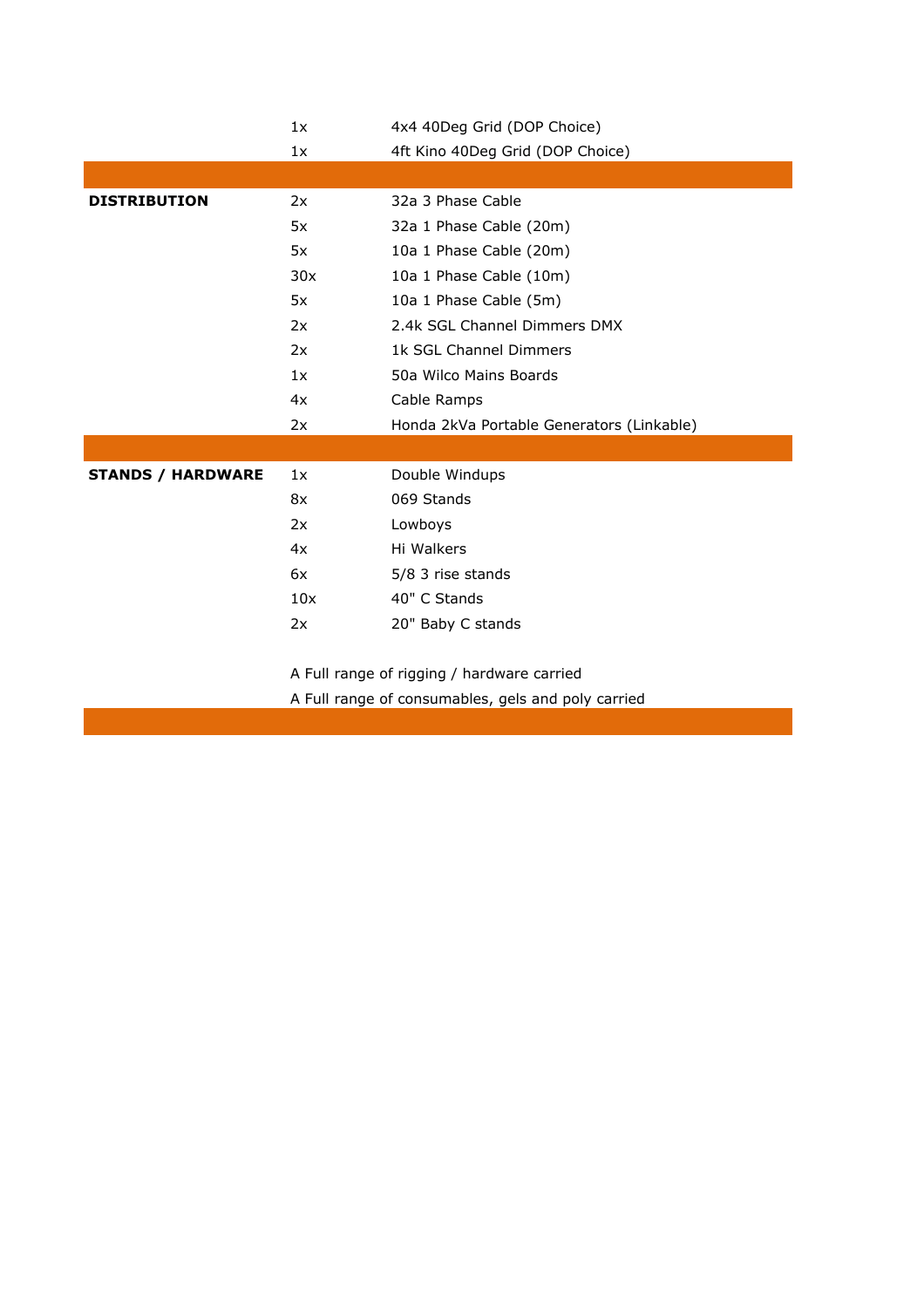| | | |
|---|---|---|
| | 1x | 4x4 40Deg Grid (DOP Choice) |
| | 1x | 4ft Kino 40Deg Grid (DOP Choice) |
| | | |
| **DISTRIBUTION** | 2x | 32a 3 Phase Cable |
| | 5x | 32a 1 Phase Cable (20m) |
| | 5x | 10a 1 Phase Cable (20m) |
| | 30x | 10a 1 Phase Cable (10m) |
| | 5x | 10a 1 Phase Cable (5m) |
| | 2x | 2.4k SGL Channel Dimmers DMX |
| | 2x | 1k SGL Channel Dimmers |
| | 1x | 50a Wilco Mains Boards |
| | 4x | Cable Ramps |
| | 2x | Honda 2kVa Portable Generators (Linkable) |
| | | |
| **STANDS / HARDWARE** | 1x | Double Windups |
| | 8x | 069 Stands |
| | 2x | Lowboys |
| | 4x | Hi Walkers |
| | 6x | 5/8 3 rise stands |
| | 10x | 40" C Stands |
| | 2x | 20" Baby C stands |

A Full range of rigging / hardware carried

A Full range of consumables, gels and poly carried